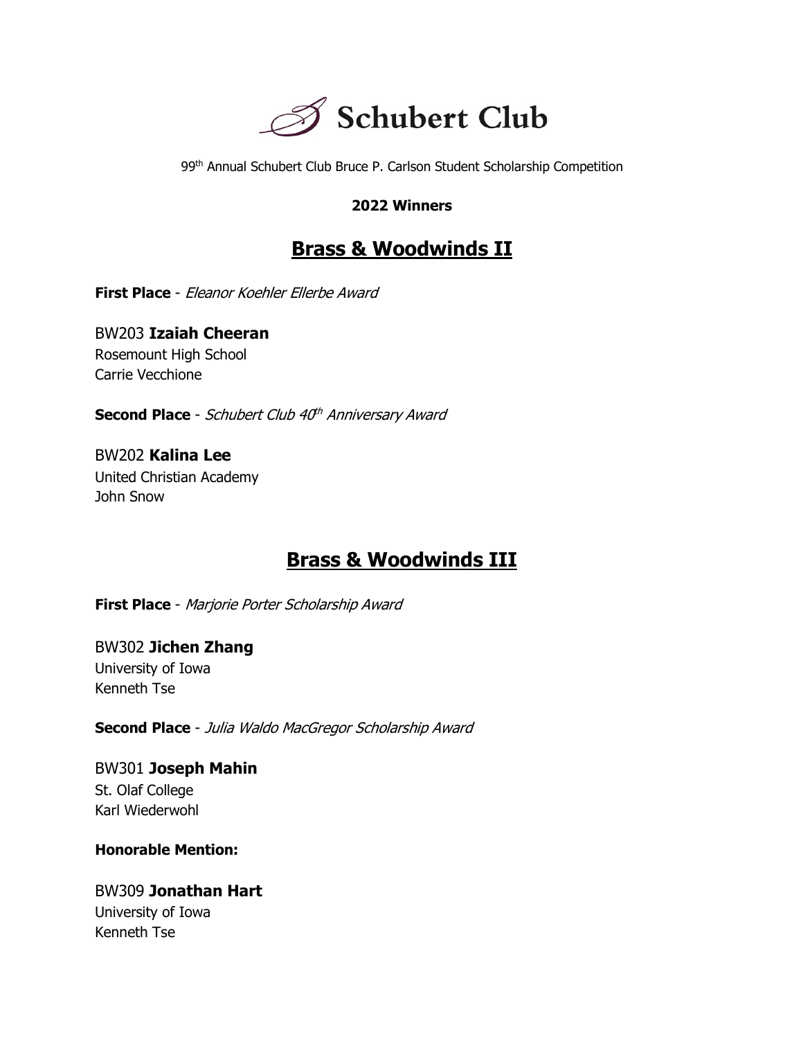# Schubert Club

99th Annual Schubert Club Bruce P. Carlson Student Scholarship Competition

**2022 Winners**

## Brass & Woodwinds II

**First Place** - *Eleanor Koehler Ellerbe Award*

BW203 **Izaiah Cheeran**
Rosemount High School
Carrie Vecchione

**Second Place** - *Schubert Club 40th Anniversary Award*

BW202 **Kalina Lee**
United Christian Academy
John Snow

## Brass & Woodwinds III

**First Place** - *Marjorie Porter Scholarship Award*

BW302 **Jichen Zhang**
University of Iowa
Kenneth Tse

**Second Place** - *Julia Waldo MacGregor Scholarship Award*

BW301 **Joseph Mahin**
St. Olaf College
Karl Wiederwohl

**Honorable Mention:**

BW309 **Jonathan Hart**
University of Iowa
Kenneth Tse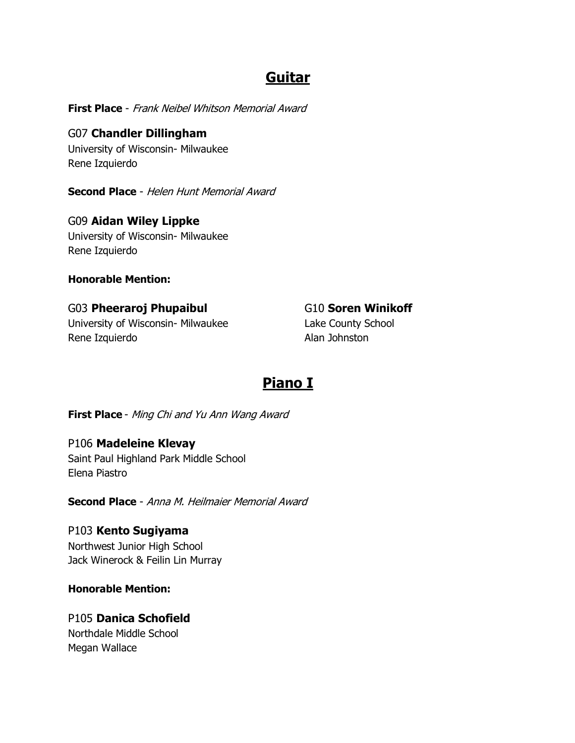## Guitar

**First Place** - *Frank Neibel Whitson Memorial Award*

G07 **Chandler Dillingham**
University of Wisconsin- Milwaukee
Rene Izquierdo

**Second Place** - *Helen Hunt Memorial Award*

G09 **Aidan Wiley Lippke**
University of Wisconsin- Milwaukee
Rene Izquierdo

**Honorable Mention:**

G03 **Pheeraroj Phupaibul**
University of Wisconsin- Milwaukee
Rene Izquierdo

G10 **Soren Winikoff**
Lake County School
Alan Johnston

## Piano I

**First Place** - *Ming Chi and Yu Ann Wang Award*

P106 **Madeleine Klevay**
Saint Paul Highland Park Middle School
Elena Piastro

**Second Place** - *Anna M. Heilmaier Memorial Award*

P103 **Kento Sugiyama**
Northwest Junior High School
Jack Winerock & Feilin Lin Murray

**Honorable Mention:**

P105 **Danica Schofield**
Northdale Middle School
Megan Wallace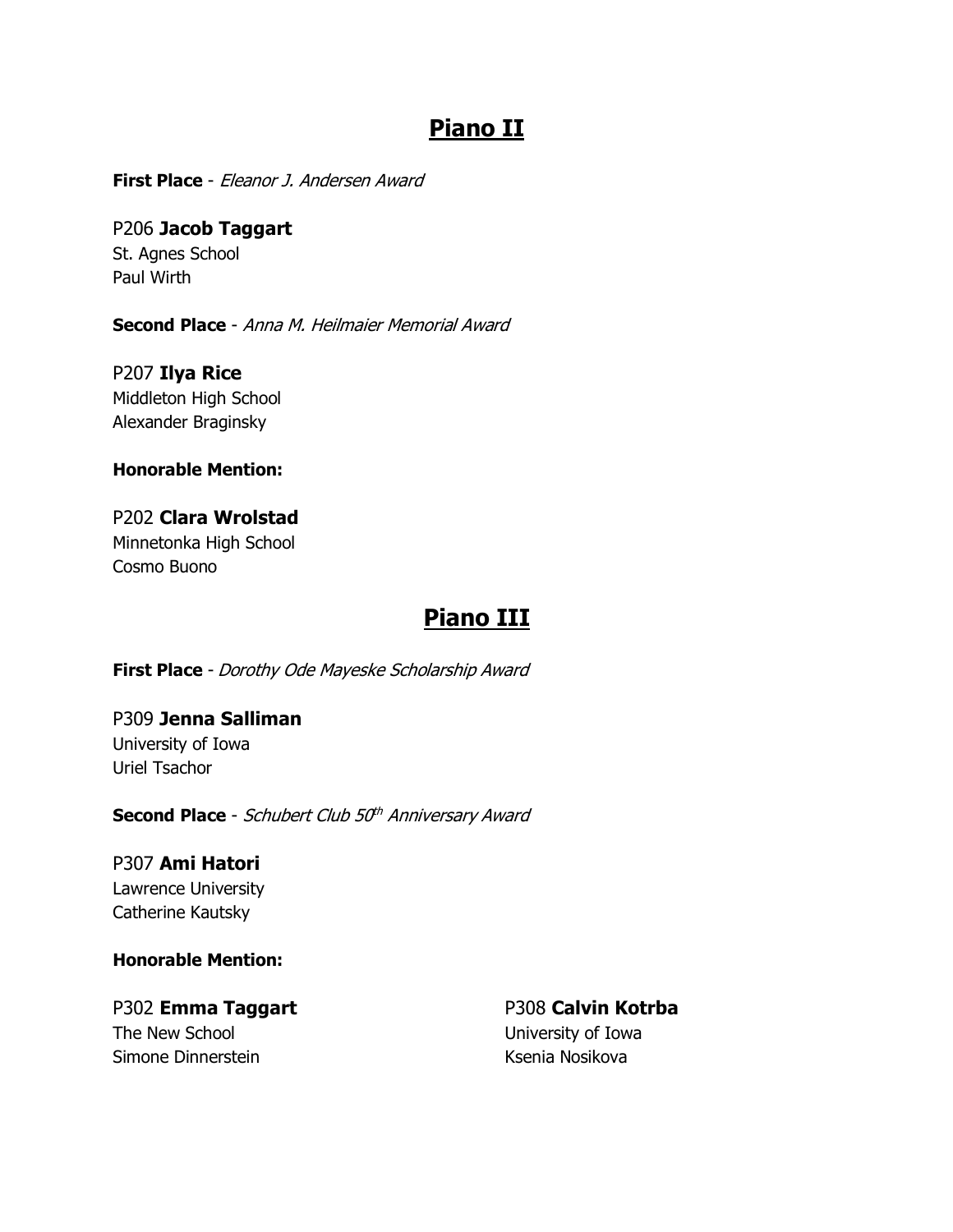## Piano II

**First Place** - *Eleanor J. Andersen Award*

P206 **Jacob Taggart**
St. Agnes School
Paul Wirth

**Second Place** - *Anna M. Heilmaier Memorial Award*

P207 **Ilya Rice**
Middleton High School
Alexander Braginsky

**Honorable Mention:**

P202 **Clara Wrolstad**
Minnetonka High School
Cosmo Buono

## Piano III

**First Place** - *Dorothy Ode Mayeske Scholarship Award*

P309 **Jenna Salliman**
University of Iowa
Uriel Tsachor

**Second Place** - *Schubert Club 50th Anniversary Award*

P307 **Ami Hatori**
Lawrence University
Catherine Kautsky

**Honorable Mention:**

P302 **Emma Taggart**
The New School
Simone Dinnerstein

P308 **Calvin Kotrba**
University of Iowa
Ksenia Nosikova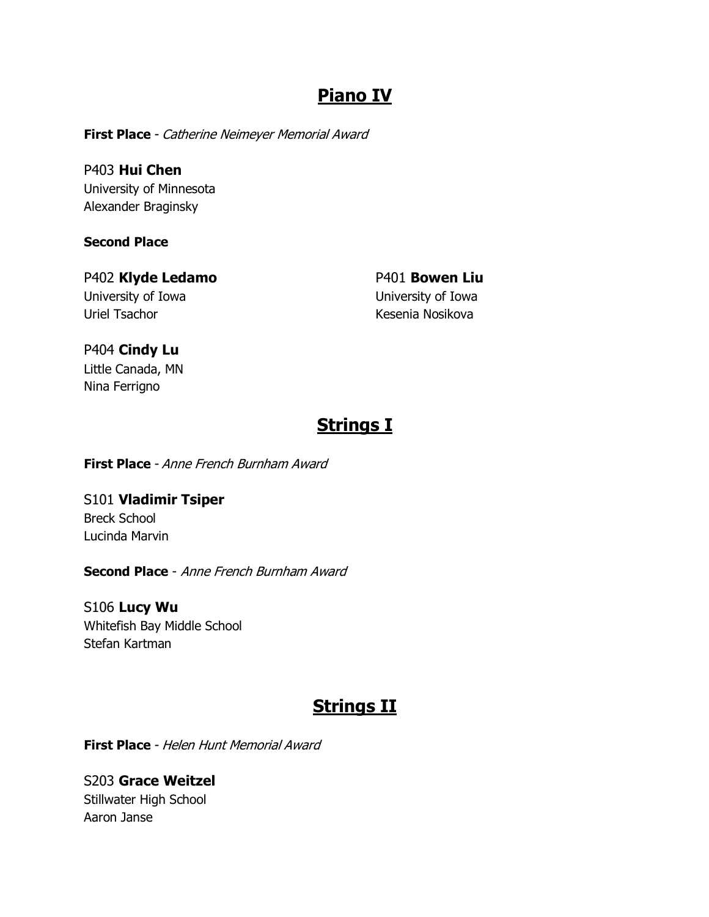## Piano IV

**First Place** - *Catherine Neimeyer Memorial Award*

P403 **Hui Chen**
University of Minnesota
Alexander Braginsky

**Second Place**

P402 **Klyde Ledamo**
University of Iowa
Uriel Tsachor

P401 **Bowen Liu**
University of Iowa
Kesenia Nosikova

P404 **Cindy Lu**
Little Canada, MN
Nina Ferrigno

## Strings I

**First Place** - *Anne French Burnham Award*

S101 **Vladimir Tsiper**
Breck School
Lucinda Marvin

**Second Place** - *Anne French Burnham Award*

S106 **Lucy Wu**
Whitefish Bay Middle School
Stefan Kartman

## Strings II

**First Place** - *Helen Hunt Memorial Award*

S203 **Grace Weitzel**
Stillwater High School
Aaron Janse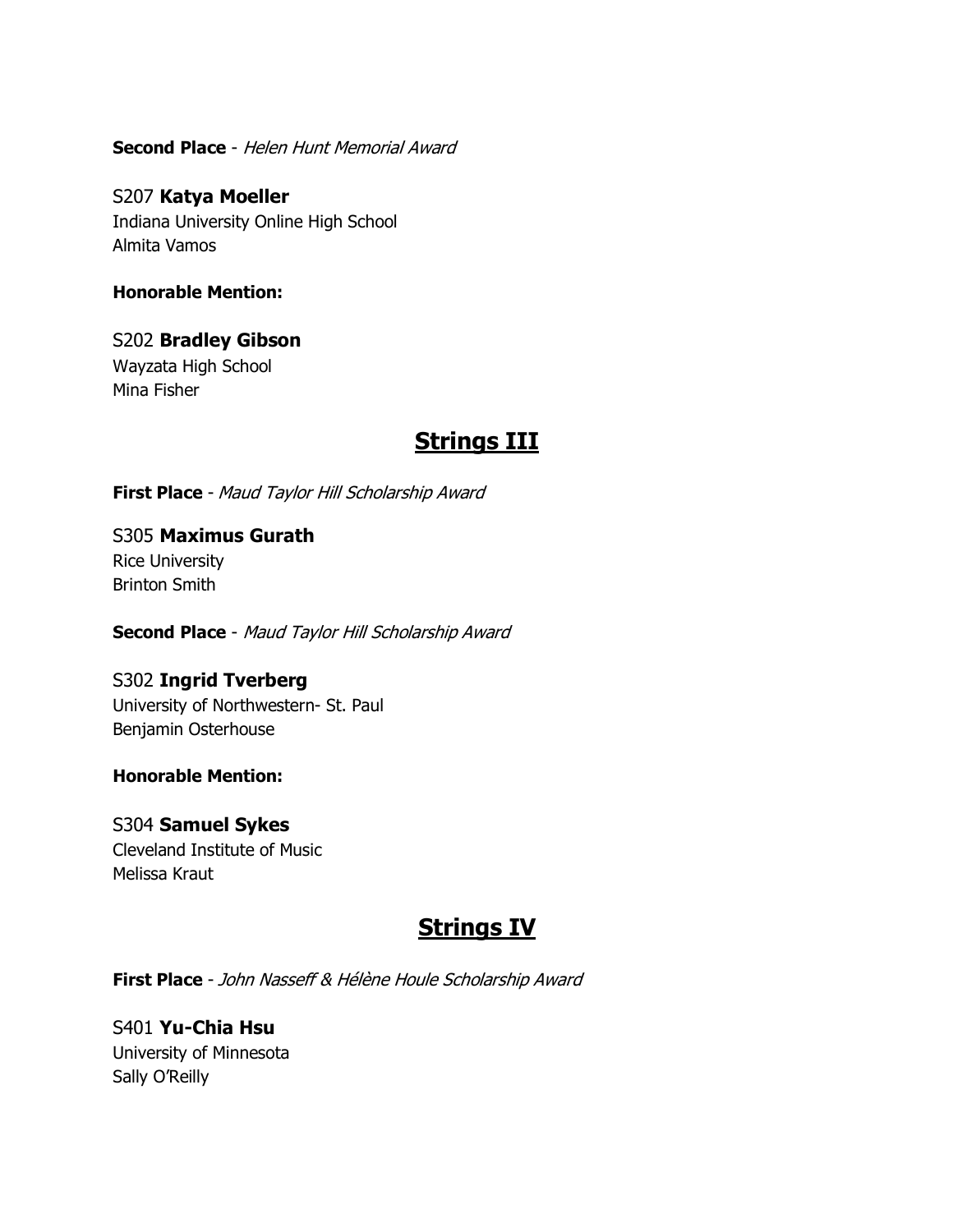**Second Place** - *Helen Hunt Memorial Award*

S207 **Katya Moeller**
Indiana University Online High School
Almita Vamos

**Honorable Mention:**

S202 **Bradley Gibson**
Wayzata High School
Mina Fisher

## Strings III

**First Place** - *Maud Taylor Hill Scholarship Award*

S305 **Maximus Gurath**
Rice University
Brinton Smith

**Second Place** - *Maud Taylor Hill Scholarship Award*

S302 **Ingrid Tverberg**
University of Northwestern- St. Paul
Benjamin Osterhouse

**Honorable Mention:**

S304 **Samuel Sykes**
Cleveland Institute of Music
Melissa Kraut

## Strings IV

**First Place** - *John Nasseff & Hélène Houle Scholarship Award*

S401 **Yu-Chia Hsu**
University of Minnesota
Sally O'Reilly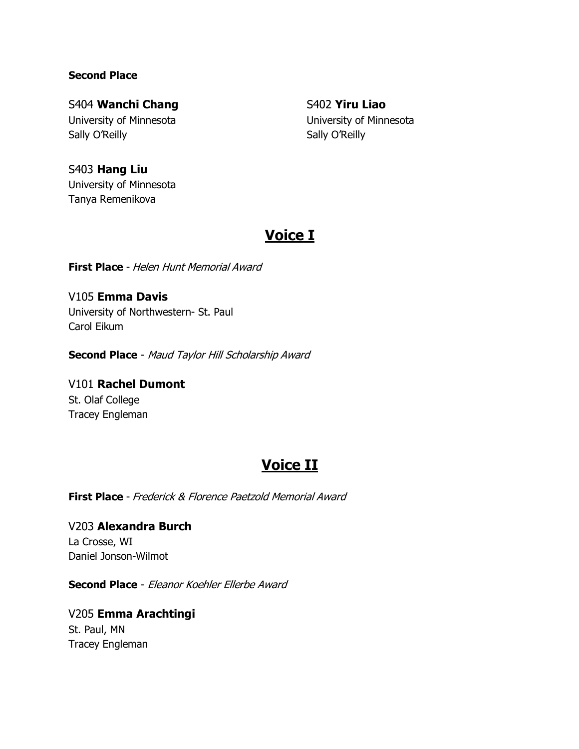**Second Place**

S404 **Wanchi Chang**
University of Minnesota
Sally O'Reilly

S402 **Yiru Liao**
University of Minnesota
Sally O'Reilly

S403 **Hang Liu**
University of Minnesota
Tanya Remenikova

## Voice I

**First Place** - *Helen Hunt Memorial Award*

V105 **Emma Davis**
University of Northwestern- St. Paul
Carol Eikum

**Second Place** - *Maud Taylor Hill Scholarship Award*

V101 **Rachel Dumont**
St. Olaf College
Tracey Engleman

## Voice II

**First Place** - *Frederick & Florence Paetzold Memorial Award*

V203 **Alexandra Burch**
La Crosse, WI
Daniel Jonson-Wilmot

**Second Place** - *Eleanor Koehler Ellerbe Award*

V205 **Emma Arachtingi**
St. Paul, MN
Tracey Engleman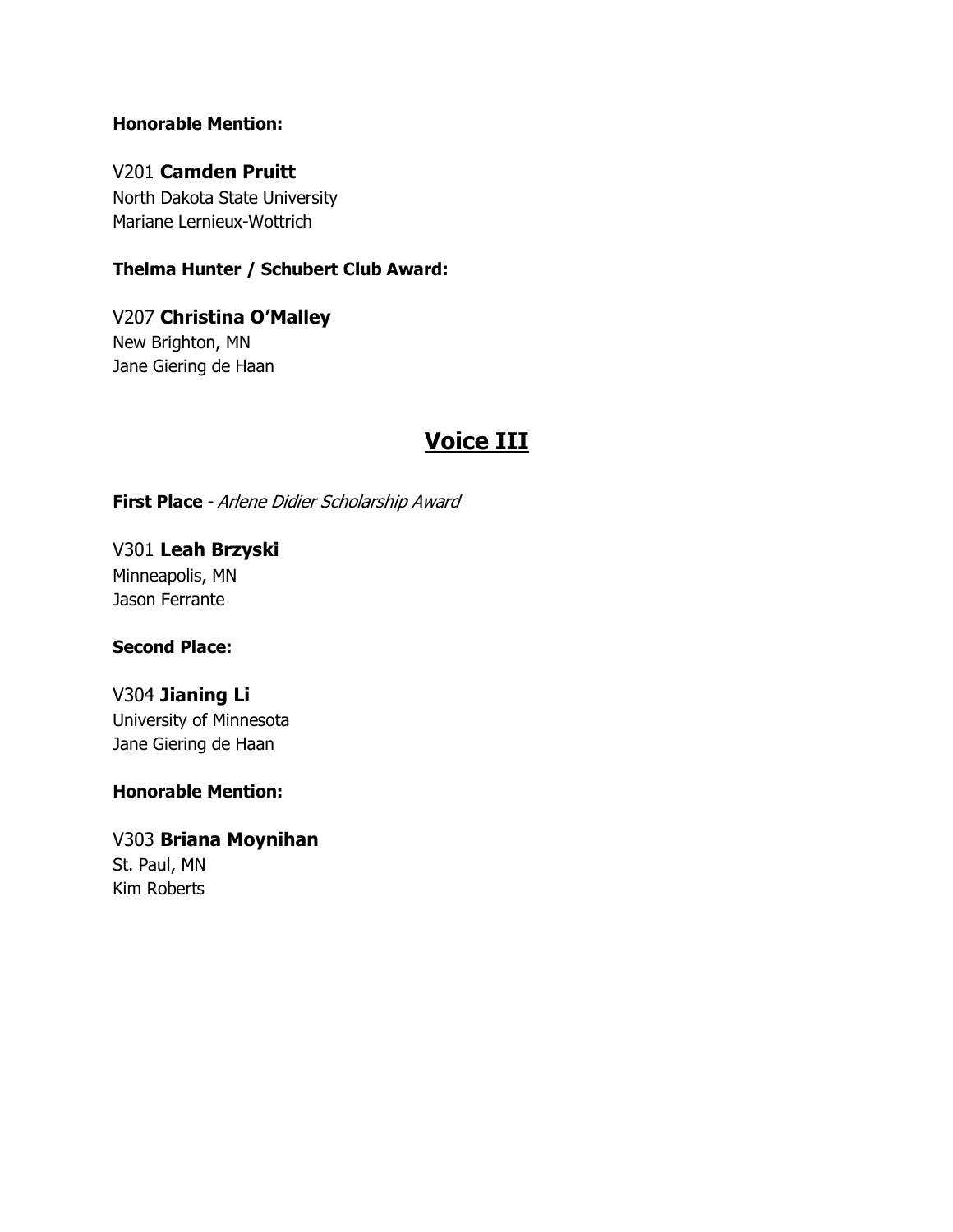**Honorable Mention:**

V201 **Camden Pruitt**
North Dakota State University
Mariane Lernieux-Wottrich

**Thelma Hunter / Schubert Club Award:**

V207 **Christina O'Malley**
New Brighton, MN
Jane Giering de Haan

## Voice III

**First Place** - *Arlene Didier Scholarship Award*

V301 **Leah Brzyski**
Minneapolis, MN
Jason Ferrante

**Second Place:**

V304 **Jianing Li**
University of Minnesota
Jane Giering de Haan

**Honorable Mention:**

V303 **Briana Moynihan**
St. Paul, MN
Kim Roberts